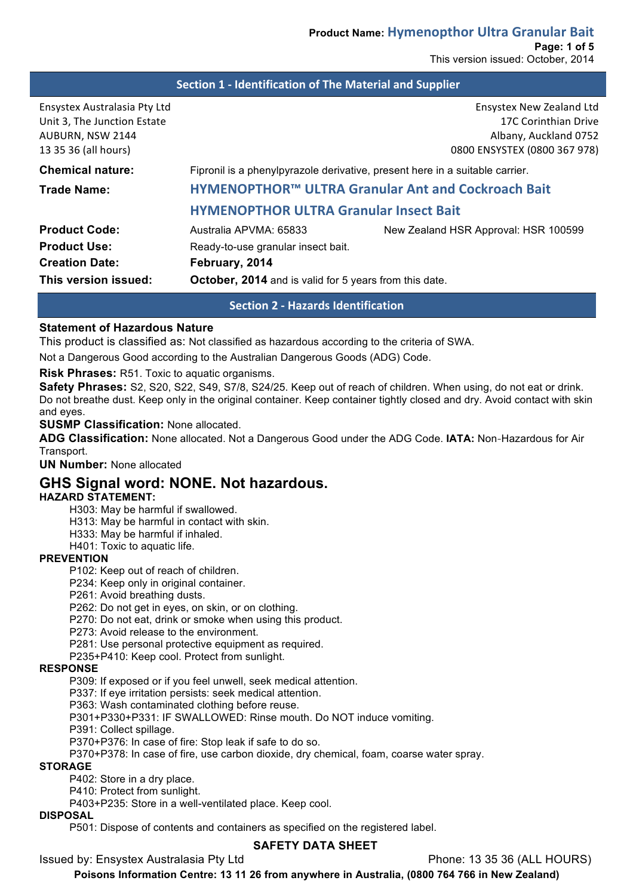## Section 1 - Identification of The Material and Supplier

Ensystex Australasia Pty Ltd
Unit 3, The Junction Estate
AUBURN, NSW 2144
13 35 36 (all hours)

Ensystex New Zealand Ltd
17C Corinthian Drive
Albany, Auckland 0752
0800 ENSYSTEX (0800 367 978)

**Chemical nature:** Fipronil is a phenylpyrazole derivative, present here in a suitable carrier.

**Trade Name:** **HYMENOPTHOR™ ULTRA Granular Ant and Cockroach Bait**

**HYMENOPTHOR ULTRA Granular Insect Bait**

**Product Code:** Australia APVMA: 65833 New Zealand HSR Approval: HSR 100599

**Product Use:** Ready-to-use granular insect bait.

**Creation Date:** **February, 2014**

**This version issued:** **October, 2014** and is valid for 5 years from this date.

## Section 2 - Hazards Identification

**Statement of Hazardous Nature**

This product is classified as: Not classified as hazardous according to the criteria of SWA.

Not a Dangerous Good according to the Australian Dangerous Goods (ADG) Code.

**Risk Phrases:** R51. Toxic to aquatic organisms.

**Safety Phrases:** S2, S20, S22, S49, S7/8, S24/25. Keep out of reach of children. When using, do not eat or drink. Do not breathe dust. Keep only in the original container. Keep container tightly closed and dry. Avoid contact with skin and eyes.

**SUSMP Classification:** None allocated.

**ADG Classification:** None allocated. Not a Dangerous Good under the ADG Code. **IATA:** Non-Hazardous for Air Transport.

**UN Number:** None allocated

### GHS Signal word: NONE. Not hazardous.

**HAZARD STATEMENT:**

- H303: May be harmful if swallowed.
- H313: May be harmful in contact with skin.
- H333: May be harmful if inhaled.
- H401: Toxic to aquatic life.

**PREVENTION**

- P102: Keep out of reach of children.
- P234: Keep only in original container.
- P261: Avoid breathing dusts.
- P262: Do not get in eyes, on skin, or on clothing.
- P270: Do not eat, drink or smoke when using this product.
- P273: Avoid release to the environment.
- P281: Use personal protective equipment as required.
- P235+P410: Keep cool. Protect from sunlight.

**RESPONSE**

- P309: If exposed or if you feel unwell, seek medical attention.
- P337: If eye irritation persists: seek medical attention.
- P363: Wash contaminated clothing before reuse.
- P301+P330+P331: IF SWALLOWED: Rinse mouth. Do NOT induce vomiting.
- P391: Collect spillage.
- P370+P376: In case of fire: Stop leak if safe to do so.
- P370+P378: In case of fire, use carbon dioxide, dry chemical, foam, coarse water spray.

**STORAGE**

- P402: Store in a dry place.
- P410: Protect from sunlight.
- P403+P235: Store in a well-ventilated place. Keep cool.

**DISPOSAL**

- P501: Dispose of contents and containers as specified on the registered label.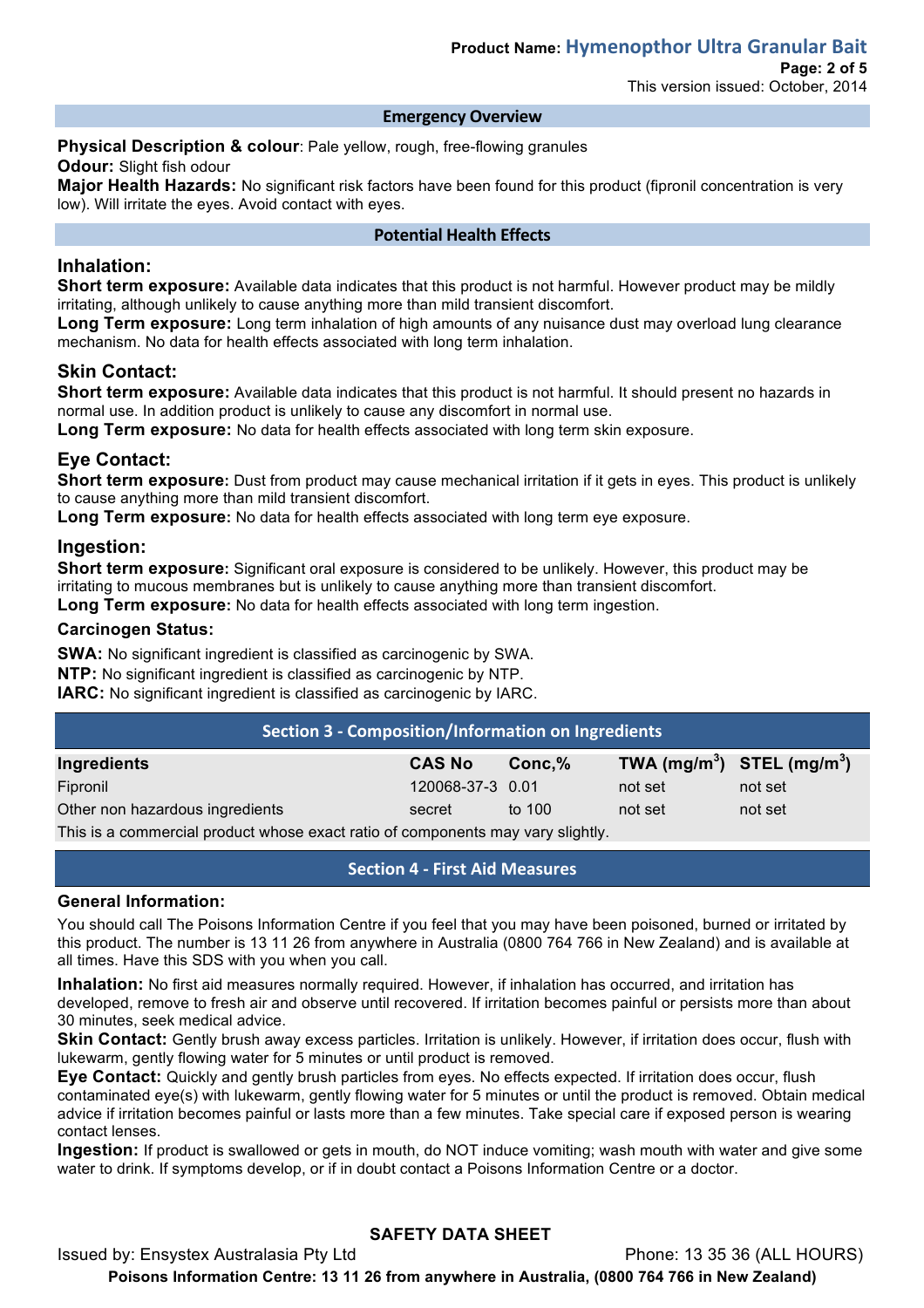## Emergency Overview

**Physical Description & colour**: Pale yellow, rough, free-flowing granules

**Odour:** Slight fish odour

**Major Health Hazards:** No significant risk factors have been found for this product (fipronil concentration is very low). Will irritate the eyes. Avoid contact with eyes.

## Potential Health Effects

### Inhalation:

**Short term exposure:** Available data indicates that this product is not harmful. However product may be mildly irritating, although unlikely to cause anything more than mild transient discomfort.

**Long Term exposure:** Long term inhalation of high amounts of any nuisance dust may overload lung clearance mechanism. No data for health effects associated with long term inhalation.

### Skin Contact:

**Short term exposure:** Available data indicates that this product is not harmful. It should present no hazards in normal use. In addition product is unlikely to cause any discomfort in normal use.

**Long Term exposure:** No data for health effects associated with long term skin exposure.

### Eye Contact:

**Short term exposure:** Dust from product may cause mechanical irritation if it gets in eyes. This product is unlikely to cause anything more than mild transient discomfort.

**Long Term exposure:** No data for health effects associated with long term eye exposure.

### Ingestion:

**Short term exposure:** Significant oral exposure is considered to be unlikely. However, this product may be irritating to mucous membranes but is unlikely to cause anything more than transient discomfort.

**Long Term exposure:** No data for health effects associated with long term ingestion.

**Carcinogen Status:**

**SWA:** No significant ingredient is classified as carcinogenic by SWA.

**NTP:** No significant ingredient is classified as carcinogenic by NTP.

**IARC:** No significant ingredient is classified as carcinogenic by IARC.

## Section 3 - Composition/Information on Ingredients

| Ingredients | CAS No | Conc,% | TWA ($mg/m^3$) | STEL ($mg/m^3$) |
|---|---|---|---|---|
| Fipronil | 120068-37-3 | 0.01 | not set | not set |
| Other non hazardous ingredients | secret | to 100 | not set | not set |

This is a commercial product whose exact ratio of components may vary slightly.

## Section 4 - First Aid Measures

**General Information:**

You should call The Poisons Information Centre if you feel that you may have been poisoned, burned or irritated by this product. The number is 13 11 26 from anywhere in Australia (0800 764 766 in New Zealand) and is available at all times. Have this SDS with you when you call.

**Inhalation:** No first aid measures normally required. However, if inhalation has occurred, and irritation has developed, remove to fresh air and observe until recovered. If irritation becomes painful or persists more than about 30 minutes, seek medical advice.

**Skin Contact:** Gently brush away excess particles. Irritation is unlikely. However, if irritation does occur, flush with lukewarm, gently flowing water for 5 minutes or until product is removed.

**Eye Contact:** Quickly and gently brush particles from eyes. No effects expected. If irritation does occur, flush contaminated eye(s) with lukewarm, gently flowing water for 5 minutes or until the product is removed. Obtain medical advice if irritation becomes painful or lasts more than a few minutes. Take special care if exposed person is wearing contact lenses.

**Ingestion:** If product is swallowed or gets in mouth, do NOT induce vomiting; wash mouth with water and give some water to drink. If symptoms develop, or if in doubt contact a Poisons Information Centre or a doctor.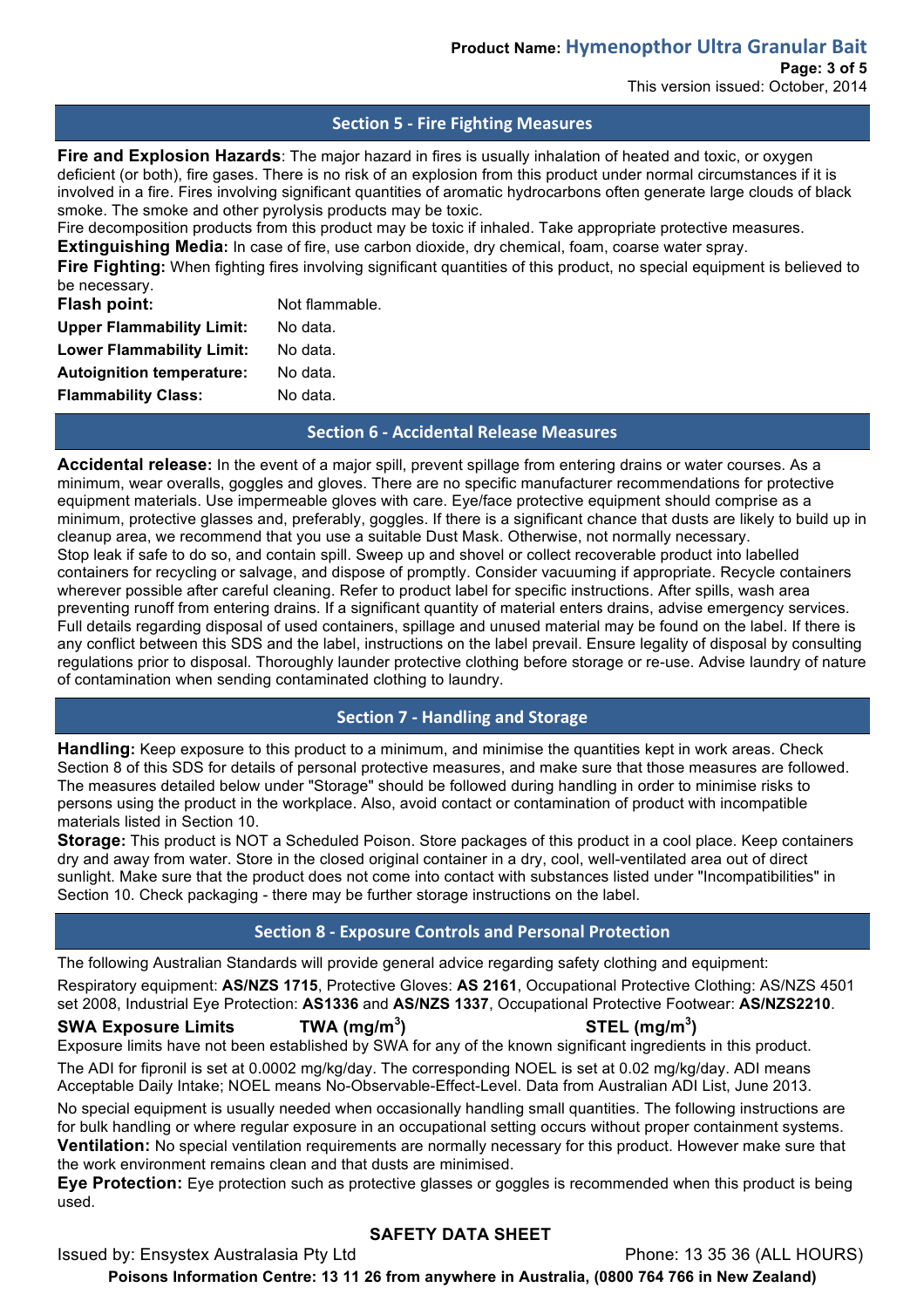## Section 5 - Fire Fighting Measures

**Fire and Explosion Hazards**: The major hazard in fires is usually inhalation of heated and toxic, or oxygen deficient (or both), fire gases. There is no risk of an explosion from this product under normal circumstances if it is involved in a fire. Fires involving significant quantities of aromatic hydrocarbons often generate large clouds of black smoke. The smoke and other pyrolysis products may be toxic.
Fire decomposition products from this product may be toxic if inhaled. Take appropriate protective measures.
**Extinguishing Media:** In case of fire, use carbon dioxide, dry chemical, foam, coarse water spray.
**Fire Fighting:** When fighting fires involving significant quantities of this product, no special equipment is believed to be necessary.

| | |
|---|---|
| **Flash point:** | Not flammable. |
| **Upper Flammability Limit:** | No data. |
| **Lower Flammability Limit:** | No data. |
| **Autoignition temperature:** | No data. |
| **Flammability Class:** | No data. |

## Section 6 - Accidental Release Measures

**Accidental release:** In the event of a major spill, prevent spillage from entering drains or water courses. As a minimum, wear overalls, goggles and gloves. There are no specific manufacturer recommendations for protective equipment materials. Use impermeable gloves with care. Eye/face protective equipment should comprise as a minimum, protective glasses and, preferably, goggles. If there is a significant chance that dusts are likely to build up in cleanup area, we recommend that you use a suitable Dust Mask. Otherwise, not normally necessary.
Stop leak if safe to do so, and contain spill. Sweep up and shovel or collect recoverable product into labelled containers for recycling or salvage, and dispose of promptly. Consider vacuuming if appropriate. Recycle containers wherever possible after careful cleaning. Refer to product label for specific instructions. After spills, wash area preventing runoff from entering drains. If a significant quantity of material enters drains, advise emergency services. Full details regarding disposal of used containers, spillage and unused material may be found on the label. If there is any conflict between this SDS and the label, instructions on the label prevail. Ensure legality of disposal by consulting regulations prior to disposal. Thoroughly launder protective clothing before storage or re-use. Advise laundry of nature of contamination when sending contaminated clothing to laundry.

## Section 7 - Handling and Storage

**Handling:** Keep exposure to this product to a minimum, and minimise the quantities kept in work areas. Check Section 8 of this SDS for details of personal protective measures, and make sure that those measures are followed. The measures detailed below under "Storage" should be followed during handling in order to minimise risks to persons using the product in the workplace. Also, avoid contact or contamination of product with incompatible materials listed in Section 10.
**Storage:** This product is NOT a Scheduled Poison. Store packages of this product in a cool place. Keep containers dry and away from water. Store in the closed original container in a dry, cool, well-ventilated area out of direct sunlight. Make sure that the product does not come into contact with substances listed under "Incompatibilities" in Section 10. Check packaging - there may be further storage instructions on the label.

## Section 8 - Exposure Controls and Personal Protection

The following Australian Standards will provide general advice regarding safety clothing and equipment:
Respiratory equipment: **AS/NZS 1715**, Protective Gloves: **AS 2161**, Occupational Protective Clothing: AS/NZS 4501 set 2008, Industrial Eye Protection: **AS1336** and **AS/NZS 1337**, Occupational Protective Footwear: **AS/NZS2210**.

| **SWA Exposure Limits** | **TWA (mg/m$^3$)** | **STEL (mg/m$^3$)** |
|---|---|---|

Exposure limits have not been established by SWA for any of the known significant ingredients in this product.

The ADI for fipronil is set at 0.0002 mg/kg/day. The corresponding NOEL is set at 0.02 mg/kg/day. ADI means Acceptable Daily Intake; NOEL means No-Observable-Effect-Level. Data from Australian ADI List, June 2013.

No special equipment is usually needed when occasionally handling small quantities. The following instructions are for bulk handling or where regular exposure in an occupational setting occurs without proper containment systems.
**Ventilation:** No special ventilation requirements are normally necessary for this product. However make sure that the work environment remains clean and that dusts are minimised.
**Eye Protection:** Eye protection such as protective glasses or goggles is recommended when this product is being used.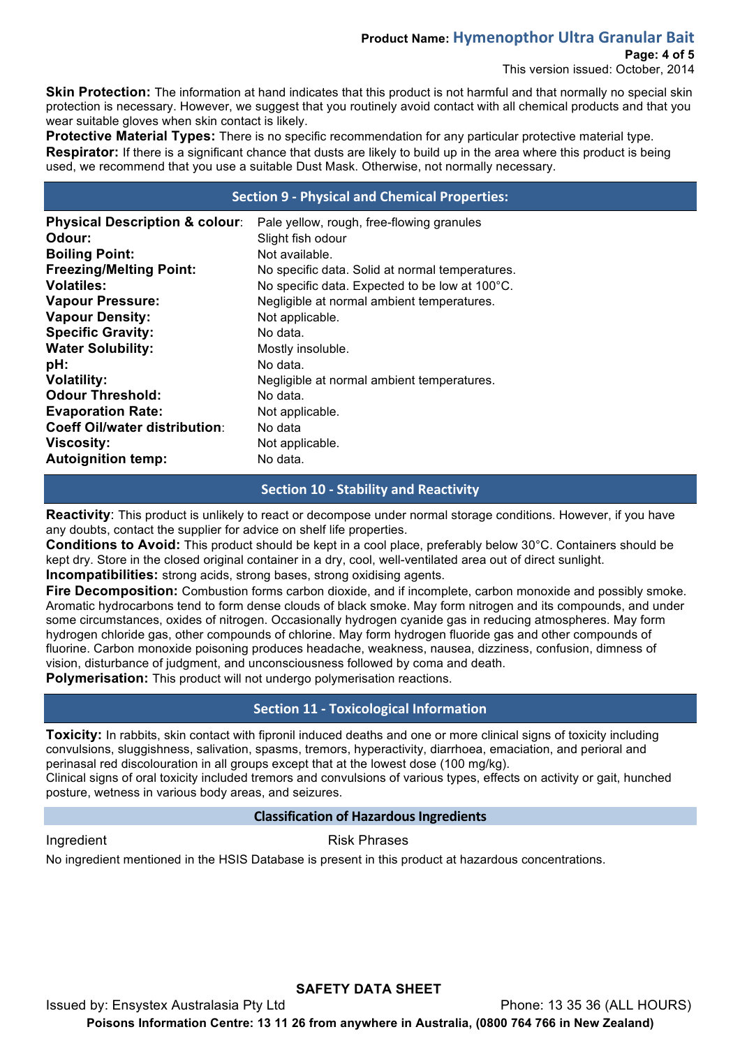**Skin Protection:** The information at hand indicates that this product is not harmful and that normally no special skin protection is necessary. However, we suggest that you routinely avoid contact with all chemical products and that you wear suitable gloves when skin contact is likely.
**Protective Material Types:** There is no specific recommendation for any particular protective material type.
**Respirator:** If there is a significant chance that dusts are likely to build up in the area where this product is being used, we recommend that you use a suitable Dust Mask. Otherwise, not normally necessary.

## Section 9 - Physical and Chemical Properties:

| | |
|---|---|
| **Physical Description & colour**: | Pale yellow, rough, free-flowing granules |
| **Odour:** | Slight fish odour |
| **Boiling Point:** | Not available. |
| **Freezing/Melting Point:** | No specific data. Solid at normal temperatures. |
| **Volatiles:** | No specific data. Expected to be low at 100°C. |
| **Vapour Pressure:** | Negligible at normal ambient temperatures. |
| **Vapour Density:** | Not applicable. |
| **Specific Gravity:** | No data. |
| **Water Solubility:** | Mostly insoluble. |
| **pH:** | No data. |
| **Volatility:** | Negligible at normal ambient temperatures. |
| **Odour Threshold:** | No data. |
| **Evaporation Rate:** | Not applicable. |
| **Coeff Oil/water distribution**: | No data |
| **Viscosity:** | Not applicable. |
| **Autoignition temp:** | No data. |

## Section 10 - Stability and Reactivity

**Reactivity**: This product is unlikely to react or decompose under normal storage conditions. However, if you have any doubts, contact the supplier for advice on shelf life properties.
**Conditions to Avoid:** This product should be kept in a cool place, preferably below 30°C. Containers should be kept dry. Store in the closed original container in a dry, cool, well-ventilated area out of direct sunlight.
**Incompatibilities:** strong acids, strong bases, strong oxidising agents.
**Fire Decomposition:** Combustion forms carbon dioxide, and if incomplete, carbon monoxide and possibly smoke. Aromatic hydrocarbons tend to form dense clouds of black smoke. May form nitrogen and its compounds, and under some circumstances, oxides of nitrogen. Occasionally hydrogen cyanide gas in reducing atmospheres. May form hydrogen chloride gas, other compounds of chlorine. May form hydrogen fluoride gas and other compounds of fluorine. Carbon monoxide poisoning produces headache, weakness, nausea, dizziness, confusion, dimness of vision, disturbance of judgment, and unconsciousness followed by coma and death.
**Polymerisation:** This product will not undergo polymerisation reactions.

## Section 11 - Toxicological Information

**Toxicity:** In rabbits, skin contact with fipronil induced deaths and one or more clinical signs of toxicity including convulsions, sluggishness, salivation, spasms, tremors, hyperactivity, diarrhoea, emaciation, and perioral and perinasal red discolouration in all groups except that at the lowest dose (100 mg/kg).
Clinical signs of oral toxicity included tremors and convulsions of various types, effects on activity or gait, hunched posture, wetness in various body areas, and seizures.

### Classification of Hazardous Ingredients

| Ingredient | Risk Phrases |
|---|---|

No ingredient mentioned in the HSIS Database is present in this product at hazardous concentrations.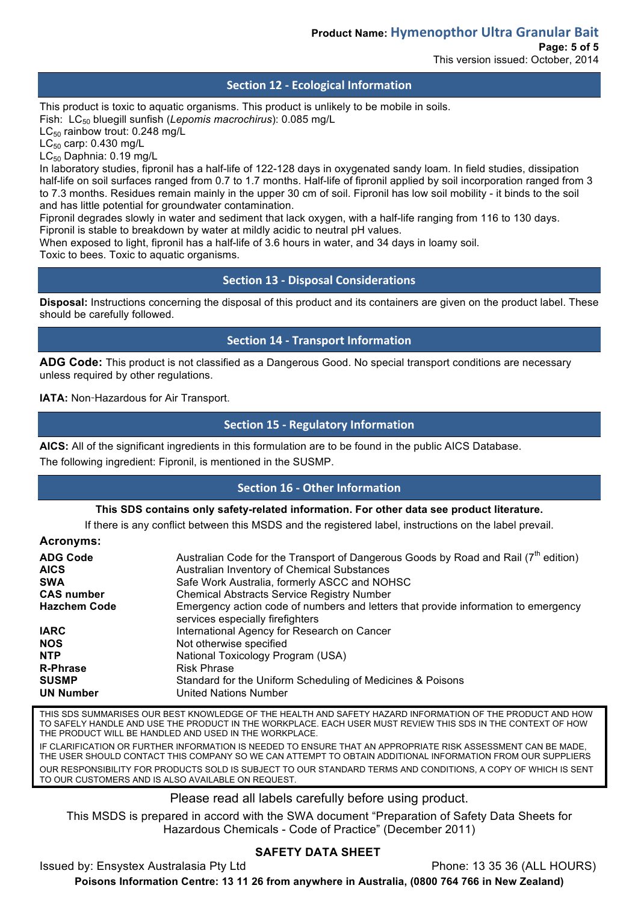## Section 12 - Ecological Information

This product is toxic to aquatic organisms. This product is unlikely to be mobile in soils.
Fish: $LC_{50}$ bluegill sunfish (*Lepomis macrochirus*): 0.085 mg/L
$LC_{50}$ rainbow trout: 0.248 mg/L
$LC_{50}$ carp: 0.430 mg/L
$LC_{50}$ Daphnia: 0.19 mg/L
In laboratory studies, fipronil has a half-life of 122-128 days in oxygenated sandy loam. In field studies, dissipation half-life on soil surfaces ranged from 0.7 to 1.7 months. Half-life of fipronil applied by soil incorporation ranged from 3 to 7.3 months. Residues remain mainly in the upper 30 cm of soil. Fipronil has low soil mobility - it binds to the soil and has little potential for groundwater contamination.
Fipronil degrades slowly in water and sediment that lack oxygen, with a half-life ranging from 116 to 130 days.
Fipronil is stable to breakdown by water at mildly acidic to neutral pH values.
When exposed to light, fipronil has a half-life of 3.6 hours in water, and 34 days in loamy soil.
Toxic to bees. Toxic to aquatic organisms.

## Section 13 - Disposal Considerations

**Disposal:** Instructions concerning the disposal of this product and its containers are given on the product label. These should be carefully followed.

## Section 14 - Transport Information

**ADG Code:** This product is not classified as a Dangerous Good. No special transport conditions are necessary unless required by other regulations.

**IATA:** Non-Hazardous for Air Transport.

## Section 15 - Regulatory Information

**AICS:** All of the significant ingredients in this formulation are to be found in the public AICS Database.
The following ingredient: Fipronil, is mentioned in the SUSMP.

## Section 16 - Other Information

**This SDS contains only safety-related information. For other data see product literature.**

If there is any conflict between this MSDS and the registered label, instructions on the label prevail.

**Acronyms:**

| | |
|---|---|
| **ADG Code** | Australian Code for the Transport of Dangerous Goods by Road and Rail ($7^{th}$ edition) |
| **AICS** | Australian Inventory of Chemical Substances |
| **SWA** | Safe Work Australia, formerly ASCC and NOHSC |
| **CAS number** | Chemical Abstracts Service Registry Number |
| **Hazchem Code** | Emergency action code of numbers and letters that provide information to emergency services especially firefighters |
| **IARC** | International Agency for Research on Cancer |
| **NOS** | Not otherwise specified |
| **NTP** | National Toxicology Program (USA) |
| **R-Phrase** | Risk Phrase |
| **SUSMP** | Standard for the Uniform Scheduling of Medicines & Poisons |
| **UN Number** | United Nations Number |

THIS SDS SUMMARISES OUR BEST KNOWLEDGE OF THE HEALTH AND SAFETY HAZARD INFORMATION OF THE PRODUCT AND HOW TO SAFELY HANDLE AND USE THE PRODUCT IN THE WORKPLACE. EACH USER MUST REVIEW THIS SDS IN THE CONTEXT OF HOW THE PRODUCT WILL BE HANDLED AND USED IN THE WORKPLACE.

IF CLARIFICATION OR FURTHER INFORMATION IS NEEDED TO ENSURE THAT AN APPROPRIATE RISK ASSESSMENT CAN BE MADE, THE USER SHOULD CONTACT THIS COMPANY SO WE CAN ATTEMPT TO OBTAIN ADDITIONAL INFORMATION FROM OUR SUPPLIERS

OUR RESPONSIBILITY FOR PRODUCTS SOLD IS SUBJECT TO OUR STANDARD TERMS AND CONDITIONS, A COPY OF WHICH IS SENT TO OUR CUSTOMERS AND IS ALSO AVAILABLE ON REQUEST.

Please read all labels carefully before using product.

This MSDS is prepared in accord with the SWA document "Preparation of Safety Data Sheets for Hazardous Chemicals - Code of Practice" (December 2011)